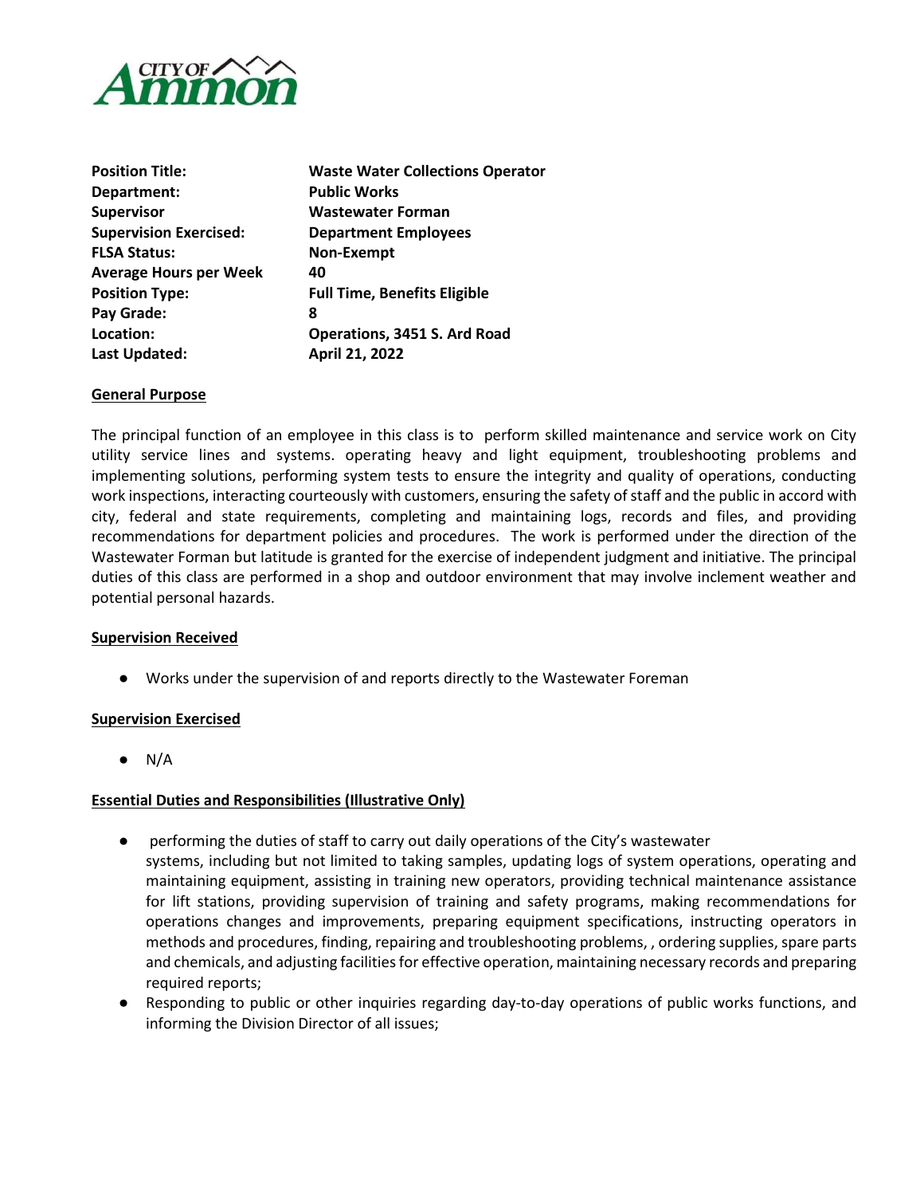| | |
|---|---|
| **Position Title:** | **Waste Water Collections Operator** |
| **Department:** | **Public Works** |
| **Supervisor** | **Wastewater Forman** |
| **Supervision Exercised:** | **Department Employees** |
| **FLSA Status:** | **Non-Exempt** |
| **Average Hours per Week** | **40** |
| **Position Type:** | **Full Time, Benefits Eligible** |
| **Pay Grade:** | **8** |
| **Location:** | **Operations, 3451 S. Ard Road** |
| **Last Updated:** | **April 21, 2022** |

## General Purpose

The principal function of an employee in this class is to perform skilled maintenance and service work on City utility service lines and systems. operating heavy and light equipment, troubleshooting problems and implementing solutions, performing system tests to ensure the integrity and quality of operations, conducting work inspections, interacting courteously with customers, ensuring the safety of staff and the public in accord with city, federal and state requirements, completing and maintaining logs, records and files, and providing recommendations for department policies and procedures. The work is performed under the direction of the Wastewater Forman but latitude is granted for the exercise of independent judgment and initiative. The principal duties of this class are performed in a shop and outdoor environment that may involve inclement weather and potential personal hazards.

## Supervision Received

- Works under the supervision of and reports directly to the Wastewater Foreman

## Supervision Exercised

- N/A

## Essential Duties and Responsibilities (Illustrative Only)

- performing the duties of staff to carry out daily operations of the City's wastewater systems, including but not limited to taking samples, updating logs of system operations, operating and maintaining equipment, assisting in training new operators, providing technical maintenance assistance for lift stations, providing supervision of training and safety programs, making recommendations for operations changes and improvements, preparing equipment specifications, instructing operators in methods and procedures, finding, repairing and troubleshooting problems, , ordering supplies, spare parts and chemicals, and adjusting facilities for effective operation, maintaining necessary records and preparing required reports;
- Responding to public or other inquiries regarding day-to-day operations of public works functions, and informing the Division Director of all issues;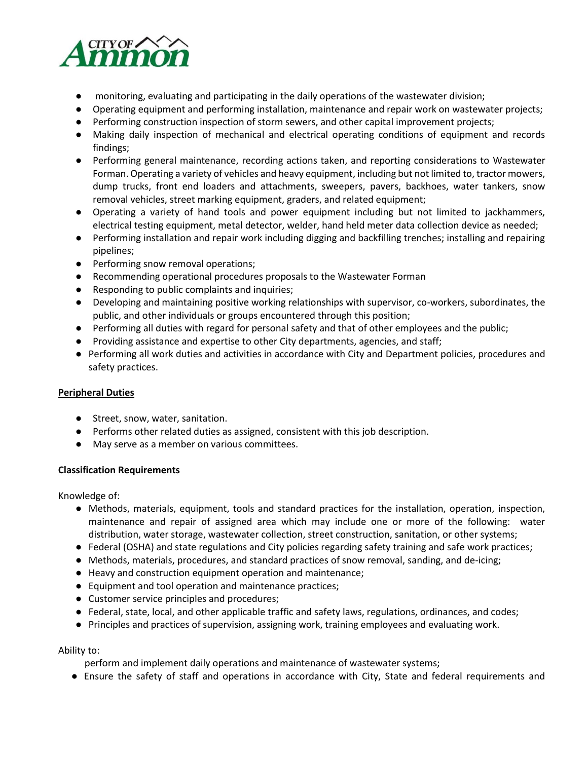- monitoring, evaluating and participating in the daily operations of the wastewater division;
- Operating equipment and performing installation, maintenance and repair work on wastewater projects;
- Performing construction inspection of storm sewers, and other capital improvement projects;
- Making daily inspection of mechanical and electrical operating conditions of equipment and records findings;
- Performing general maintenance, recording actions taken, and reporting considerations to Wastewater Forman. Operating a variety of vehicles and heavy equipment, including but not limited to, tractor mowers, dump trucks, front end loaders and attachments, sweepers, pavers, backhoes, water tankers, snow removal vehicles, street marking equipment, graders, and related equipment;
- Operating a variety of hand tools and power equipment including but not limited to jackhammers, electrical testing equipment, metal detector, welder, hand held meter data collection device as needed;
- Performing installation and repair work including digging and backfilling trenches; installing and repairing pipelines;
- Performing snow removal operations;
- Recommending operational procedures proposals to the Wastewater Forman
- Responding to public complaints and inquiries;
- Developing and maintaining positive working relationships with supervisor, co-workers, subordinates, the public, and other individuals or groups encountered through this position;
- Performing all duties with regard for personal safety and that of other employees and the public;
- Providing assistance and expertise to other City departments, agencies, and staff;
- Performing all work duties and activities in accordance with City and Department policies, procedures and safety practices.

**Peripheral Duties**

- Street, snow, water, sanitation.
- Performs other related duties as assigned, consistent with this job description.
- May serve as a member on various committees.

**Classification Requirements**

Knowledge of:

- Methods, materials, equipment, tools and standard practices for the installation, operation, inspection, maintenance and repair of assigned area which may include one or more of the following: water distribution, water storage, wastewater collection, street construction, sanitation, or other systems;
- Federal (OSHA) and state regulations and City policies regarding safety training and safe work practices;
- Methods, materials, procedures, and standard practices of snow removal, sanding, and de-icing;
- Heavy and construction equipment operation and maintenance;
- Equipment and tool operation and maintenance practices;
- Customer service principles and procedures;
- Federal, state, local, and other applicable traffic and safety laws, regulations, ordinances, and codes;
- Principles and practices of supervision, assigning work, training employees and evaluating work.

Ability to:

perform and implement daily operations and maintenance of wastewater systems;

- Ensure the safety of staff and operations in accordance with City, State and federal requirements and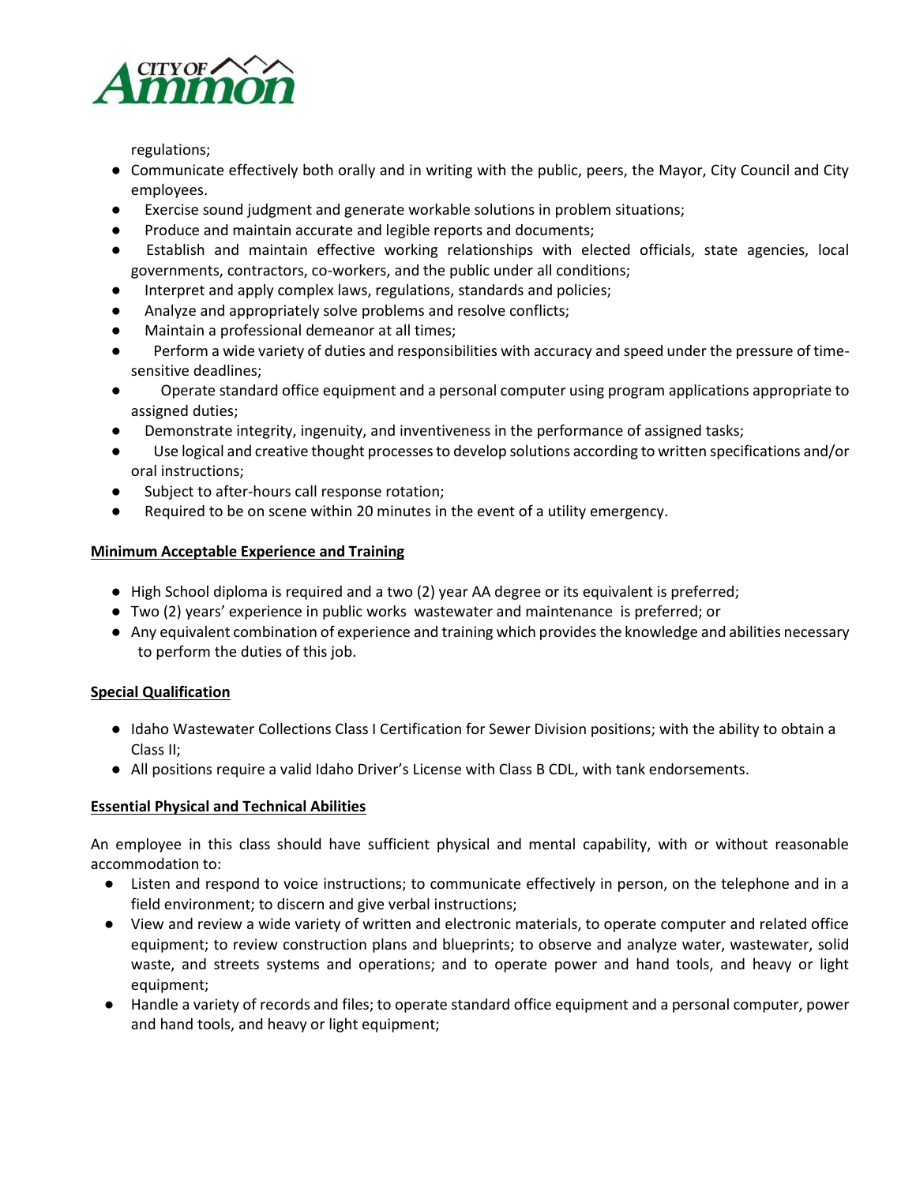regulations;

- Communicate effectively both orally and in writing with the public, peers, the Mayor, City Council and City employees.
- Exercise sound judgment and generate workable solutions in problem situations;
- Produce and maintain accurate and legible reports and documents;
- Establish and maintain effective working relationships with elected officials, state agencies, local governments, contractors, co-workers, and the public under all conditions;
- Interpret and apply complex laws, regulations, standards and policies;
- Analyze and appropriately solve problems and resolve conflicts;
- Maintain a professional demeanor at all times;
- Perform a wide variety of duties and responsibilities with accuracy and speed under the pressure of time-sensitive deadlines;
- Operate standard office equipment and a personal computer using program applications appropriate to assigned duties;
- Demonstrate integrity, ingenuity, and inventiveness in the performance of assigned tasks;
- Use logical and creative thought processes to develop solutions according to written specifications and/or oral instructions;
- Subject to after-hours call response rotation;
- Required to be on scene within 20 minutes in the event of a utility emergency.

**Minimum Acceptable Experience and Training**

- High School diploma is required and a two (2) year AA degree or its equivalent is preferred;
- Two (2) years' experience in public works wastewater and maintenance is preferred; or
- Any equivalent combination of experience and training which provides the knowledge and abilities necessary to perform the duties of this job.

**Special Qualification**

- Idaho Wastewater Collections Class I Certification for Sewer Division positions; with the ability to obtain a Class II;
- All positions require a valid Idaho Driver's License with Class B CDL, with tank endorsements.

**Essential Physical and Technical Abilities**

An employee in this class should have sufficient physical and mental capability, with or without reasonable accommodation to:

- Listen and respond to voice instructions; to communicate effectively in person, on the telephone and in a field environment; to discern and give verbal instructions;
- View and review a wide variety of written and electronic materials, to operate computer and related office equipment; to review construction plans and blueprints; to observe and analyze water, wastewater, solid waste, and streets systems and operations; and to operate power and hand tools, and heavy or light equipment;
- Handle a variety of records and files; to operate standard office equipment and a personal computer, power and hand tools, and heavy or light equipment;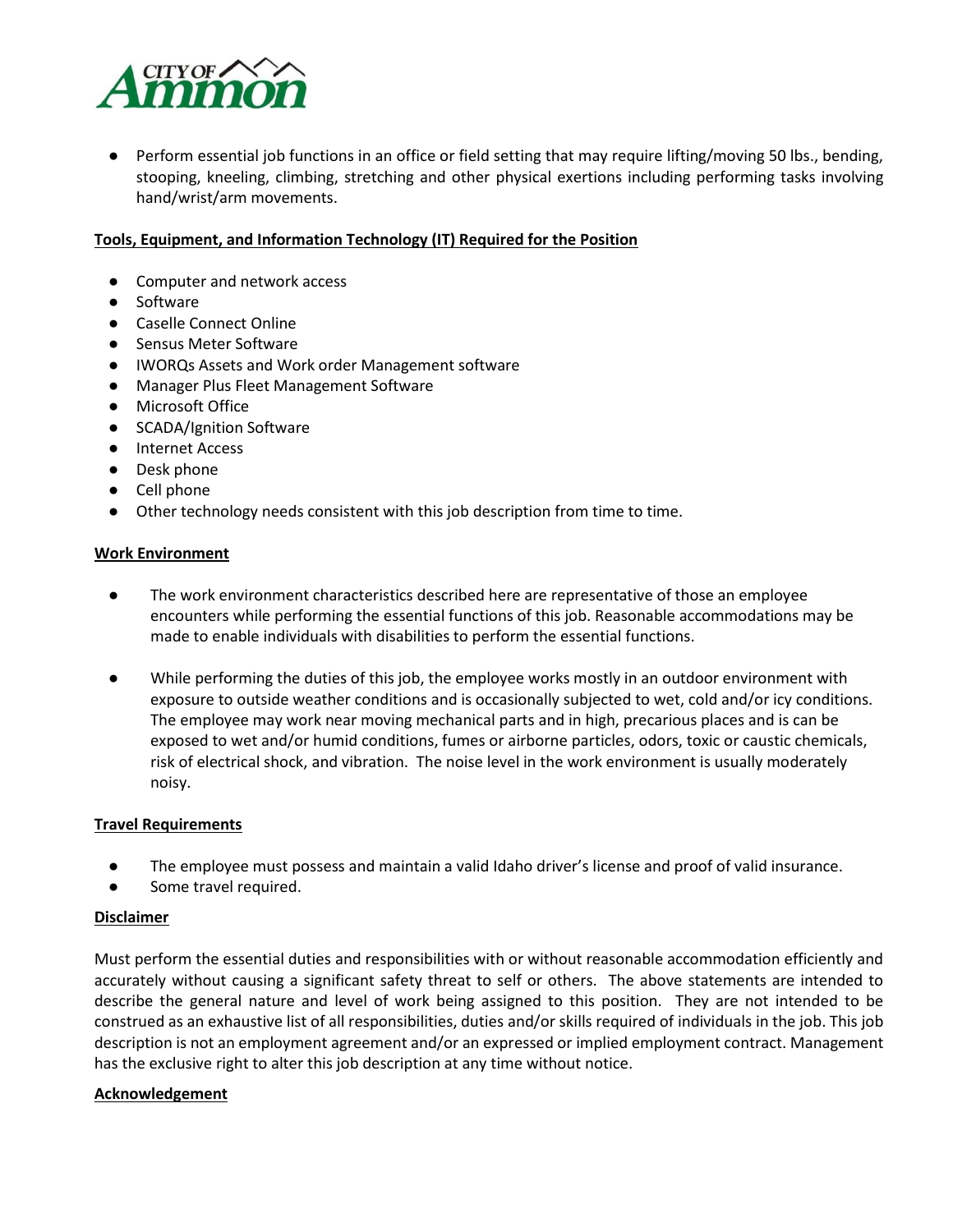- Perform essential job functions in an office or field setting that may require lifting/moving 50 lbs., bending, stooping, kneeling, climbing, stretching and other physical exertions including performing tasks involving hand/wrist/arm movements.

## Tools, Equipment, and Information Technology (IT) Required for the Position

- Computer and network access
- Software
- Caselle Connect Online
- Sensus Meter Software
- IWORQs Assets and Work order Management software
- Manager Plus Fleet Management Software
- Microsoft Office
- SCADA/Ignition Software
- Internet Access
- Desk phone
- Cell phone
- Other technology needs consistent with this job description from time to time.

## Work Environment

- The work environment characteristics described here are representative of those an employee encounters while performing the essential functions of this job. Reasonable accommodations may be made to enable individuals with disabilities to perform the essential functions.

- While performing the duties of this job, the employee works mostly in an outdoor environment with exposure to outside weather conditions and is occasionally subjected to wet, cold and/or icy conditions. The employee may work near moving mechanical parts and in high, precarious places and is can be exposed to wet and/or humid conditions, fumes or airborne particles, odors, toxic or caustic chemicals, risk of electrical shock, and vibration. The noise level in the work environment is usually moderately noisy.

## Travel Requirements

- The employee must possess and maintain a valid Idaho driver's license and proof of valid insurance.
- Some travel required.

## Disclaimer

Must perform the essential duties and responsibilities with or without reasonable accommodation efficiently and accurately without causing a significant safety threat to self or others. The above statements are intended to describe the general nature and level of work being assigned to this position. They are not intended to be construed as an exhaustive list of all responsibilities, duties and/or skills required of individuals in the job. This job description is not an employment agreement and/or an expressed or implied employment contract. Management has the exclusive right to alter this job description at any time without notice.

## Acknowledgement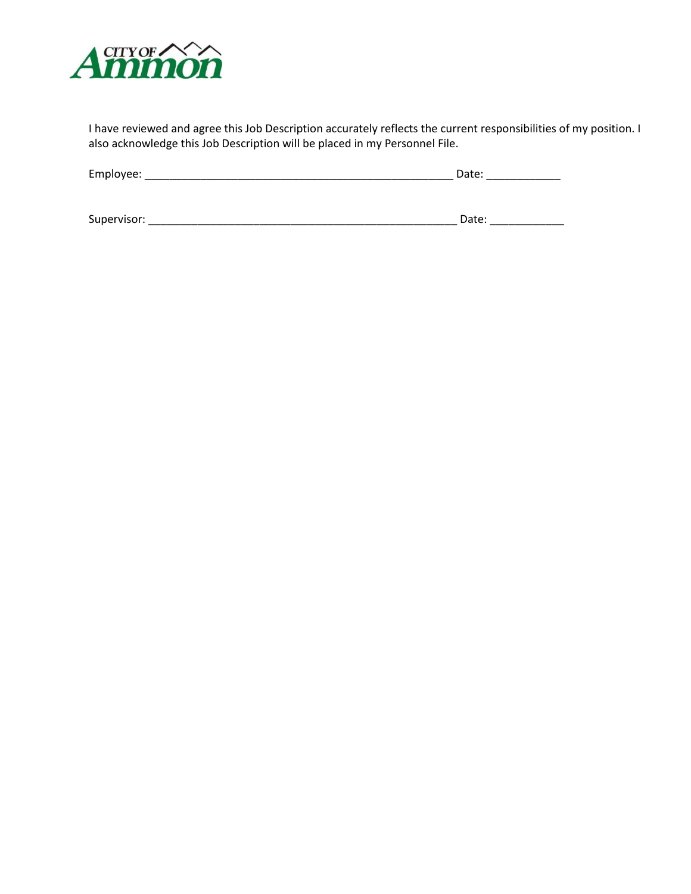I have reviewed and agree this Job Description accurately reflects the current responsibilities of my position. I also acknowledge this Job Description will be placed in my Personnel File.

Employee: ___________________________________________________ Date: ____________

Supervisor: ___________________________________________________ Date: ____________